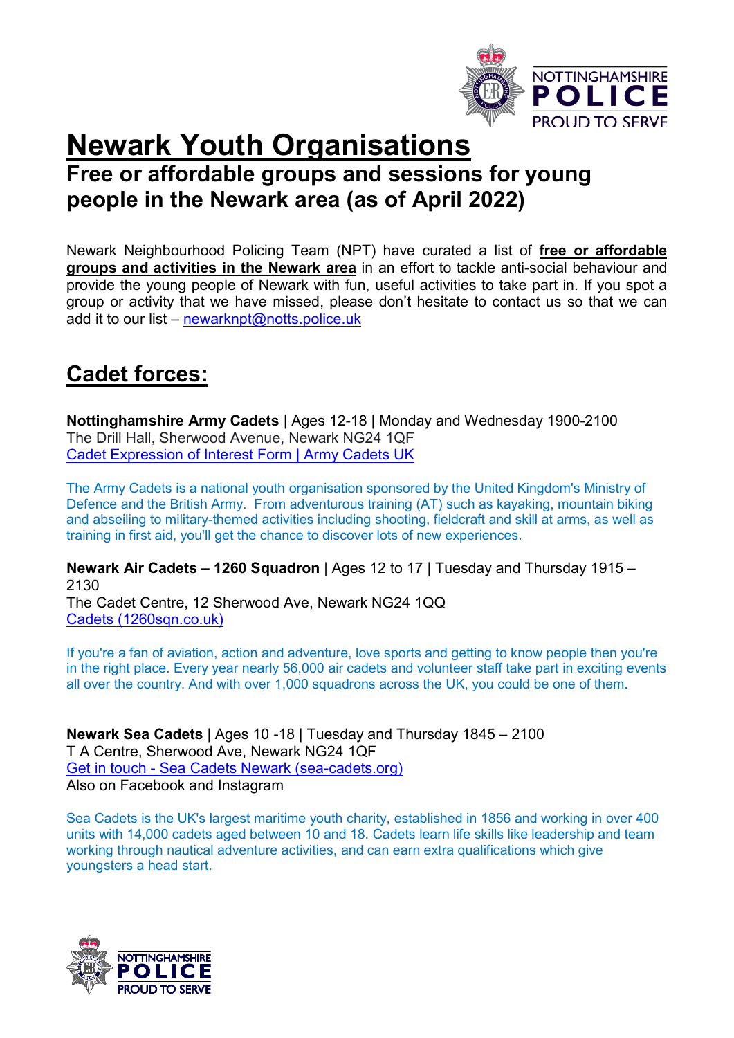# Newark Youth Organisations

## Free or affordable groups and sessions for young people in the Newark area (as of April 2022)

Newark Neighbourhood Policing Team (NPT) have curated a list of **free or affordable groups and activities in the Newark area** in an effort to tackle anti-social behaviour and provide the young people of Newark with fun, useful activities to take part in. If you spot a group or activity that we have missed, please don't hesitate to contact us so that we can add it to our list – newarknpt@notts.police.uk

## Cadet forces:

**Nottinghamshire Army Cadets** | Ages 12-18 | Monday and Wednesday 1900-2100
The Drill Hall, Sherwood Avenue, Newark NG24 1QF
Cadet Expression of Interest Form | Army Cadets UK

The Army Cadets is a national youth organisation sponsored by the United Kingdom's Ministry of Defence and the British Army. From adventurous training (AT) such as kayaking, mountain biking and abseiling to military-themed activities including shooting, fieldcraft and skill at arms, as well as training in first aid, you'll get the chance to discover lots of new experiences.

**Newark Air Cadets – 1260 Squadron** | Ages 12 to 17 | Tuesday and Thursday 1915 – 2130
The Cadet Centre, 12 Sherwood Ave, Newark NG24 1QQ
Cadets (1260sqn.co.uk)

If you're a fan of aviation, action and adventure, love sports and getting to know people then you're in the right place. Every year nearly 56,000 air cadets and volunteer staff take part in exciting events all over the country. And with over 1,000 squadrons across the UK, you could be one of them.

**Newark Sea Cadets** | Ages 10 -18 | Tuesday and Thursday 1845 – 2100
T A Centre, Sherwood Ave, Newark NG24 1QF
Get in touch - Sea Cadets Newark (sea-cadets.org)
Also on Facebook and Instagram

Sea Cadets is the UK's largest maritime youth charity, established in 1856 and working in over 400 units with 14,000 cadets aged between 10 and 18. Cadets learn life skills like leadership and team working through nautical adventure activities, and can earn extra qualifications which give youngsters a head start.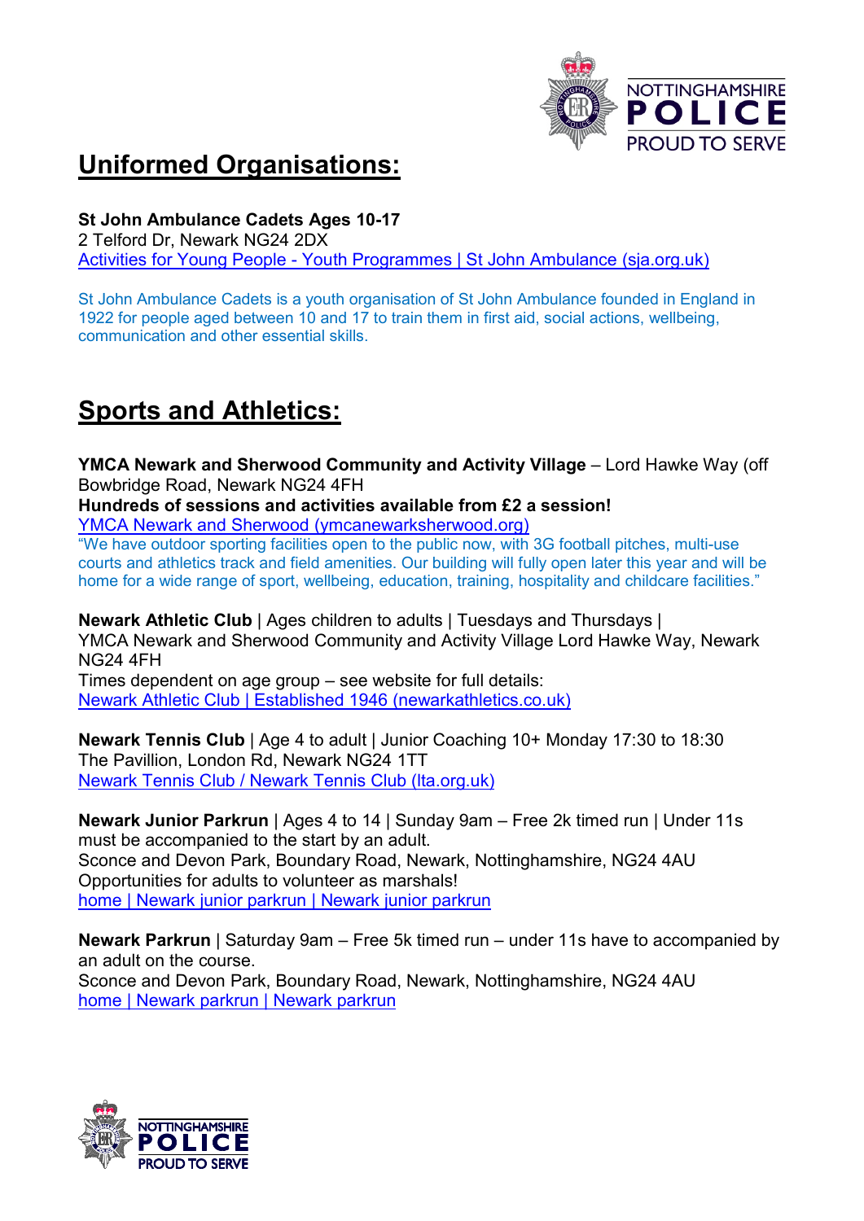## Uniformed Organisations:

**St John Ambulance Cadets Ages 10-17**
2 Telford Dr, Newark NG24 2DX
Activities for Young People - Youth Programmes | St John Ambulance (sja.org.uk)

St John Ambulance Cadets is a youth organisation of St John Ambulance founded in England in 1922 for people aged between 10 and 17 to train them in first aid, social actions, wellbeing, communication and other essential skills.

## Sports and Athletics:

**YMCA Newark and Sherwood Community and Activity Village** – Lord Hawke Way (off Bowbridge Road, Newark NG24 4FH
**Hundreds of sessions and activities available from £2 a session!**
YMCA Newark and Sherwood (ymcanewarksherwood.org)
"We have outdoor sporting facilities open to the public now, with 3G football pitches, multi-use courts and athletics track and field amenities. Our building will fully open later this year and will be home for a wide range of sport, wellbeing, education, training, hospitality and childcare facilities."

**Newark Athletic Club** | Ages children to adults | Tuesdays and Thursdays |
YMCA Newark and Sherwood Community and Activity Village Lord Hawke Way, Newark NG24 4FH
Times dependent on age group – see website for full details:
Newark Athletic Club | Established 1946 (newarkathletics.co.uk)

**Newark Tennis Club** | Age 4 to adult | Junior Coaching 10+ Monday 17:30 to 18:30
The Pavillion, London Rd, Newark NG24 1TT
Newark Tennis Club / Newark Tennis Club (lta.org.uk)

**Newark Junior Parkrun** | Ages 4 to 14 | Sunday 9am – Free 2k timed run | Under 11s must be accompanied to the start by an adult.
Sconce and Devon Park, Boundary Road, Newark, Nottinghamshire, NG24 4AU
Opportunities for adults to volunteer as marshals!
home | Newark junior parkrun | Newark junior parkrun

**Newark Parkrun** | Saturday 9am – Free 5k timed run – under 11s have to accompanied by an adult on the course.
Sconce and Devon Park, Boundary Road, Newark, Nottinghamshire, NG24 4AU
home | Newark parkrun | Newark parkrun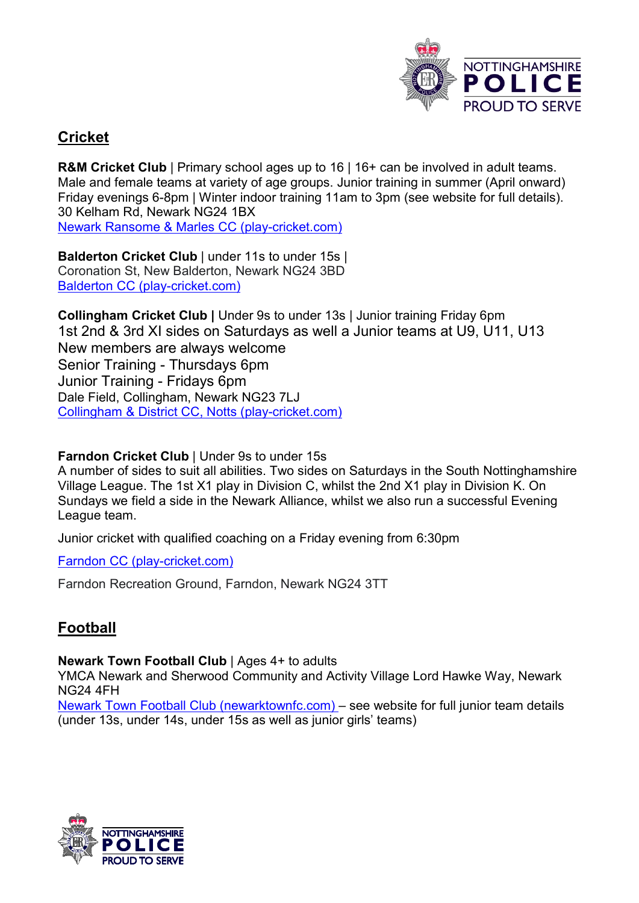## Cricket

**R&M Cricket Club** | Primary school ages up to 16 | 16+ can be involved in adult teams. Male and female teams at variety of age groups. Junior training in summer (April onward) Friday evenings 6-8pm | Winter indoor training 11am to 3pm (see website for full details). 30 Kelham Rd, Newark NG24 1BX
[Newark Ransome & Marles CC (play-cricket.com)]()

**Balderton Cricket Club** | under 11s to under 15s |
Coronation St, New Balderton, Newark NG24 3BD
[Balderton CC (play-cricket.com)]()

**Collingham Cricket Club |** Under 9s to under 13s | Junior training Friday 6pm
1st 2nd & 3rd XI sides on Saturdays as well a Junior teams at U9, U11, U13
New members are always welcome
Senior Training - Thursdays 6pm
Junior Training - Fridays 6pm
Dale Field, Collingham, Newark NG23 7LJ
[Collingham & District CC, Notts (play-cricket.com)]()

**Farndon Cricket Club** | Under 9s to under 15s
A number of sides to suit all abilities. Two sides on Saturdays in the South Nottinghamshire Village League. The 1st X1 play in Division C, whilst the 2nd X1 play in Division K. On Sundays we field a side in the Newark Alliance, whilst we also run a successful Evening League team.

Junior cricket with qualified coaching on a Friday evening from 6:30pm

[Farndon CC (play-cricket.com)]()

Farndon Recreation Ground, Farndon, Newark NG24 3TT

## Football

**Newark Town Football Club** | Ages 4+ to adults
YMCA Newark and Sherwood Community and Activity Village Lord Hawke Way, Newark NG24 4FH
[Newark Town Football Club (newarktownfc.com)]() – see website for full junior team details (under 13s, under 14s, under 15s as well as junior girls' teams)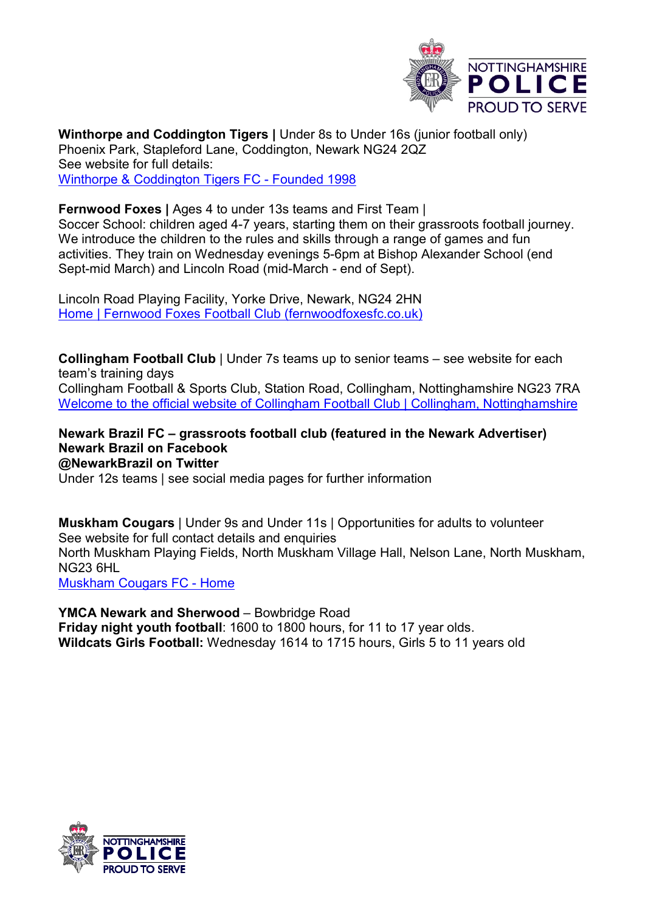**Winthorpe and Coddington Tigers |** Under 8s to Under 16s (junior football only)
Phoenix Park, Stapleford Lane, Coddington, Newark NG24 2QZ
See website for full details:
Winthorpe & Coddington Tigers FC - Founded 1998

**Fernwood Foxes |** Ages 4 to under 13s teams and First Team |
Soccer School: children aged 4-7 years, starting them on their grassroots football journey. We introduce the children to the rules and skills through a range of games and fun activities. They train on Wednesday evenings 5-6pm at Bishop Alexander School (end Sept-mid March) and Lincoln Road (mid-March - end of Sept).

Lincoln Road Playing Facility, Yorke Drive, Newark, NG24 2HN
Home | Fernwood Foxes Football Club (fernwoodfoxesfc.co.uk)

**Collingham Football Club** | Under 7s teams up to senior teams – see website for each team's training days
Collingham Football & Sports Club, Station Road, Collingham, Nottinghamshire NG23 7RA
Welcome to the official website of Collingham Football Club | Collingham, Nottinghamshire

**Newark Brazil FC – grassroots football club (featured in the Newark Advertiser)**
**Newark Brazil on Facebook**
**@NewarkBrazil on Twitter**
Under 12s teams | see social media pages for further information

**Muskham Cougars** | Under 9s and Under 11s | Opportunities for adults to volunteer
See website for full contact details and enquiries
North Muskham Playing Fields, North Muskham Village Hall, Nelson Lane, North Muskham, NG23 6HL
Muskham Cougars FC - Home

**YMCA Newark and Sherwood** – Bowbridge Road
**Friday night youth football**: 1600 to 1800 hours, for 11 to 17 year olds.
**Wildcats Girls Football:** Wednesday 1614 to 1715 hours, Girls 5 to 11 years old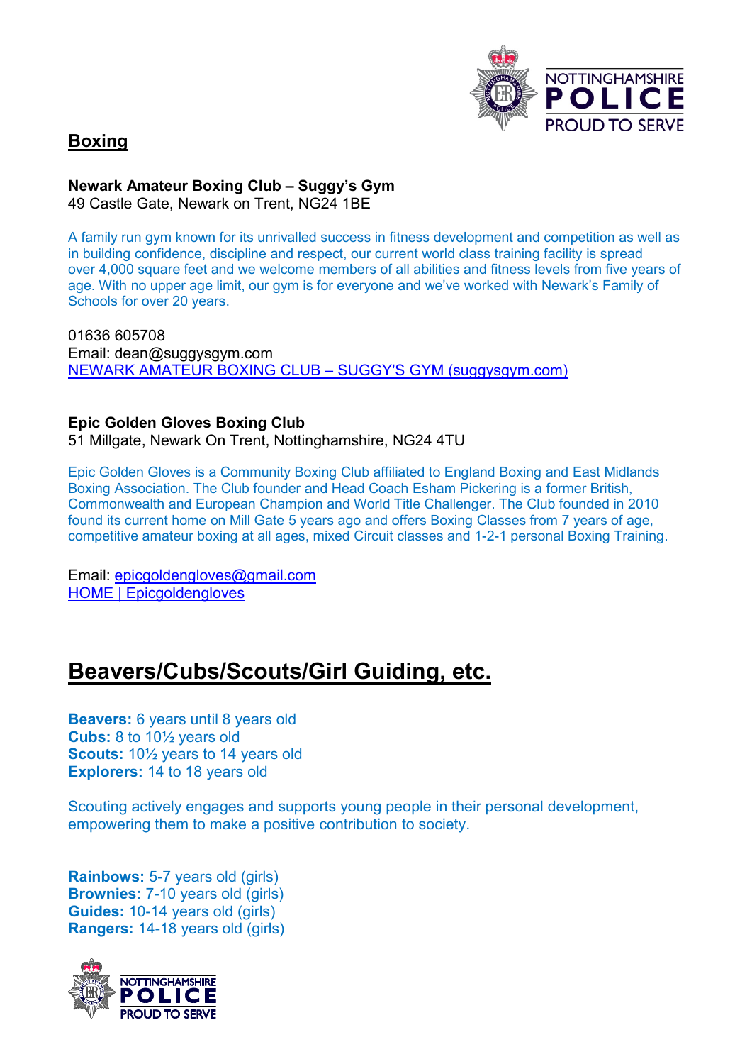## Boxing

**Newark Amateur Boxing Club – Suggy's Gym**
49 Castle Gate, Newark on Trent, NG24 1BE

A family run gym known for its unrivalled success in fitness development and competition as well as in building confidence, discipline and respect, our current world class training facility is spread over 4,000 square feet and we welcome members of all abilities and fitness levels from five years of age. With no upper age limit, our gym is for everyone and we've worked with Newark's Family of Schools for over 20 years.

01636 605708
Email: dean@suggysgym.com
NEWARK AMATEUR BOXING CLUB – SUGGY'S GYM (suggysgym.com)

**Epic Golden Gloves Boxing Club**
51 Millgate, Newark On Trent, Nottinghamshire, NG24 4TU

Epic Golden Gloves is a Community Boxing Club affiliated to England Boxing and East Midlands Boxing Association. The Club founder and Head Coach Esham Pickering is a former British, Commonwealth and European Champion and World Title Challenger. The Club founded in 2010 found its current home on Mill Gate 5 years ago and offers Boxing Classes from 7 years of age, competitive amateur boxing at all ages, mixed Circuit classes and 1-2-1 personal Boxing Training.

Email: epicgoldengloves@gmail.com
HOME | Epicgoldengloves

# Beavers/Cubs/Scouts/Girl Guiding, etc.

**Beavers:** 6 years until 8 years old
**Cubs:** 8 to 10½ years old
**Scouts:** 10½ years to 14 years old
**Explorers:** 14 to 18 years old

Scouting actively engages and supports young people in their personal development, empowering them to make a positive contribution to society.

**Rainbows:** 5-7 years old (girls)
**Brownies:** 7-10 years old (girls)
**Guides:** 10-14 years old (girls)
**Rangers:** 14-18 years old (girls)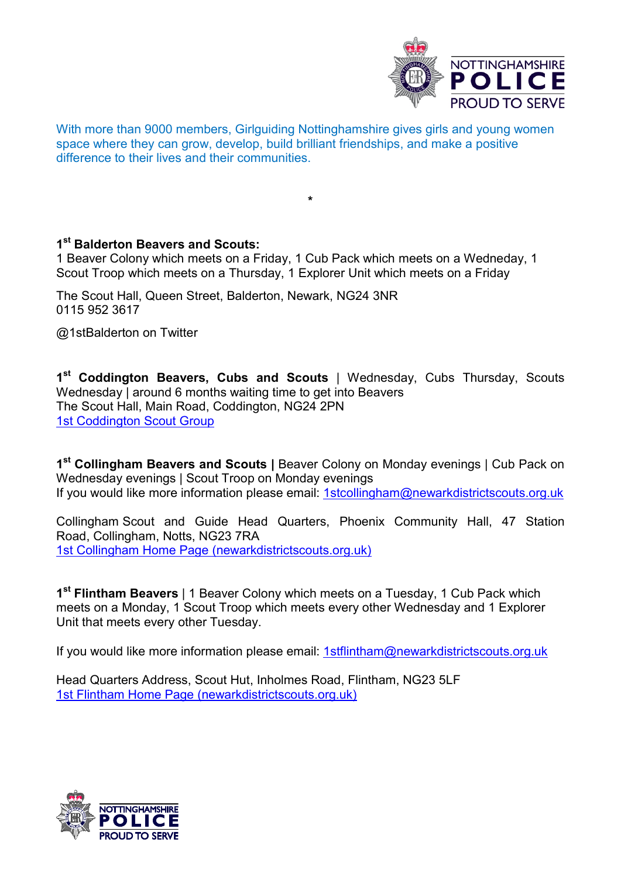With more than 9000 members, Girlguiding Nottinghamshire gives girls and young women space where they can grow, develop, build brilliant friendships, and make a positive difference to their lives and their communities.

*

**1st Balderton Beavers and Scouts:**
1 Beaver Colony which meets on a Friday, 1 Cub Pack which meets on a Wedneday, 1 Scout Troop which meets on a Thursday, 1 Explorer Unit which meets on a Friday

The Scout Hall, Queen Street, Balderton, Newark, NG24 3NR
0115 952 3617

@1stBalderton on Twitter

**1st Coddington Beavers, Cubs and Scouts** | Wednesday, Cubs Thursday, Scouts Wednesday | around 6 months waiting time to get into Beavers
The Scout Hall, Main Road, Coddington, NG24 2PN
[1st Coddington Scout Group]

**1st Collingham Beavers and Scouts |** Beaver Colony on Monday evenings | Cub Pack on Wednesday evenings | Scout Troop on Monday evenings
If you would like more information please email: 1stcollingham@newarkdistrictscouts.org.uk

Collingham Scout and Guide Head Quarters, Phoenix Community Hall, 47 Station Road, Collingham, Notts, NG23 7RA
[1st Collingham Home Page (newarkdistrictscouts.org.uk)]

**1st Flintham Beavers** | 1 Beaver Colony which meets on a Tuesday, 1 Cub Pack which meets on a Monday, 1 Scout Troop which meets every other Wednesday and 1 Explorer Unit that meets every other Tuesday.

If you would like more information please email: 1stflintham@newarkdistrictscouts.org.uk

Head Quarters Address, Scout Hut, Inholmes Road, Flintham, NG23 5LF
[1st Flintham Home Page (newarkdistrictscouts.org.uk)]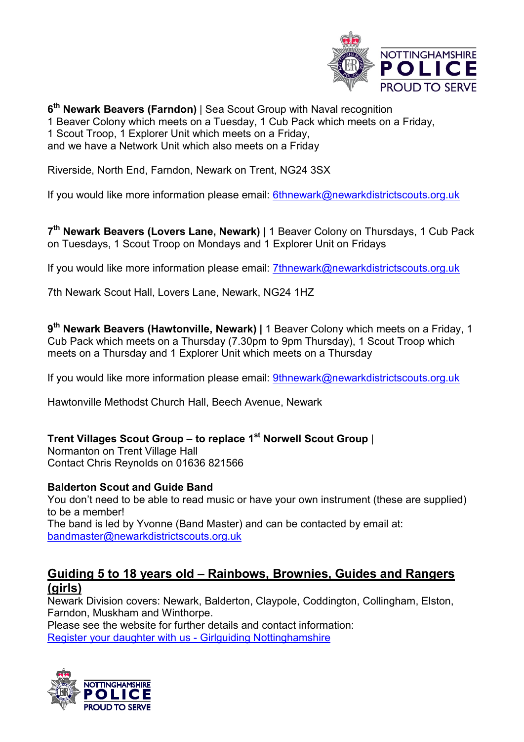**6th Newark Beavers (Farndon)** | Sea Scout Group with Naval recognition
1 Beaver Colony which meets on a Tuesday, 1 Cub Pack which meets on a Friday,
1 Scout Troop, 1 Explorer Unit which meets on a Friday,
and we have a Network Unit which also meets on a Friday

Riverside, North End, Farndon, Newark on Trent, NG24 3SX

If you would like more information please email: 6thnewark@newarkdistrictscouts.org.uk

**7th Newark Beavers (Lovers Lane, Newark) |** 1 Beaver Colony on Thursdays, 1 Cub Pack on Tuesdays, 1 Scout Troop on Mondays and 1 Explorer Unit on Fridays

If you would like more information please email: 7thnewark@newarkdistrictscouts.org.uk

7th Newark Scout Hall, Lovers Lane, Newark, NG24 1HZ

**9th Newark Beavers (Hawtonville, Newark) |** 1 Beaver Colony which meets on a Friday, 1 Cub Pack which meets on a Thursday (7.30pm to 9pm Thursday), 1 Scout Troop which meets on a Thursday and 1 Explorer Unit which meets on a Thursday

If you would like more information please email: 9thnewark@newarkdistrictscouts.org.uk

Hawtonville Methodst Church Hall, Beech Avenue, Newark

**Trent Villages Scout Group – to replace 1st Norwell Scout Group** |
Normanton on Trent Village Hall
Contact Chris Reynolds on 01636 821566

**Balderton Scout and Guide Band**
You don't need to be able to read music or have your own instrument (these are supplied) to be a member!
The band is led by Yvonne (Band Master) and can be contacted by email at:
bandmaster@newarkdistrictscouts.org.uk

## Guiding 5 to 18 years old – Rainbows, Brownies, Guides and Rangers (girls)

Newark Division covers: Newark, Balderton, Claypole, Coddington, Collingham, Elston, Farndon, Muskham and Winthorpe.
Please see the website for further details and contact information:
Register your daughter with us - Girlguiding Nottinghamshire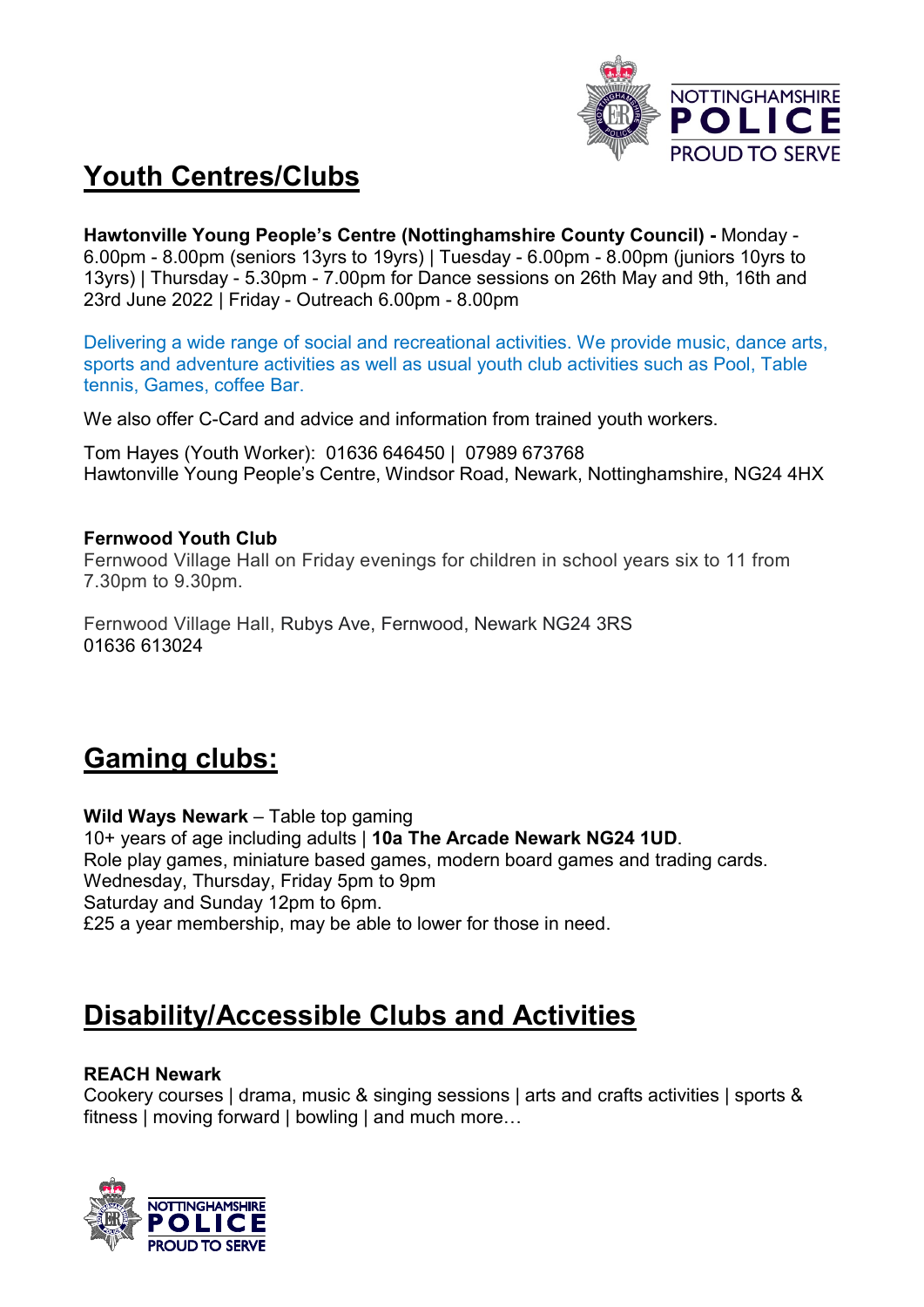## Youth Centres/Clubs

**Hawtonville Young People's Centre (Nottinghamshire County Council) -** Monday - 6.00pm - 8.00pm (seniors 13yrs to 19yrs) | Tuesday - 6.00pm - 8.00pm (juniors 10yrs to 13yrs) | Thursday - 5.30pm - 7.00pm for Dance sessions on 26th May and 9th, 16th and 23rd June 2022 | Friday - Outreach 6.00pm - 8.00pm

Delivering a wide range of social and recreational activities. We provide music, dance arts, sports and adventure activities as well as usual youth club activities such as Pool, Table tennis, Games, coffee Bar.

We also offer C-Card and advice and information from trained youth workers.

Tom Hayes (Youth Worker): 01636 646450 | 07989 673768
Hawtonville Young People's Centre, Windsor Road, Newark, Nottinghamshire, NG24 4HX

**Fernwood Youth Club**
Fernwood Village Hall on Friday evenings for children in school years six to 11 from 7.30pm to 9.30pm.

Fernwood Village Hall, Rubys Ave, Fernwood, Newark NG24 3RS
01636 613024

## Gaming clubs:

**Wild Ways Newark** – Table top gaming
10+ years of age including adults | **10a The Arcade Newark NG24 1UD**.
Role play games, miniature based games, modern board games and trading cards.
Wednesday, Thursday, Friday 5pm to 9pm
Saturday and Sunday 12pm to 6pm.
£25 a year membership, may be able to lower for those in need.

## Disability/Accessible Clubs and Activities

**REACH Newark**
Cookery courses | drama, music & singing sessions | arts and crafts activities | sports & fitness | moving forward | bowling | and much more…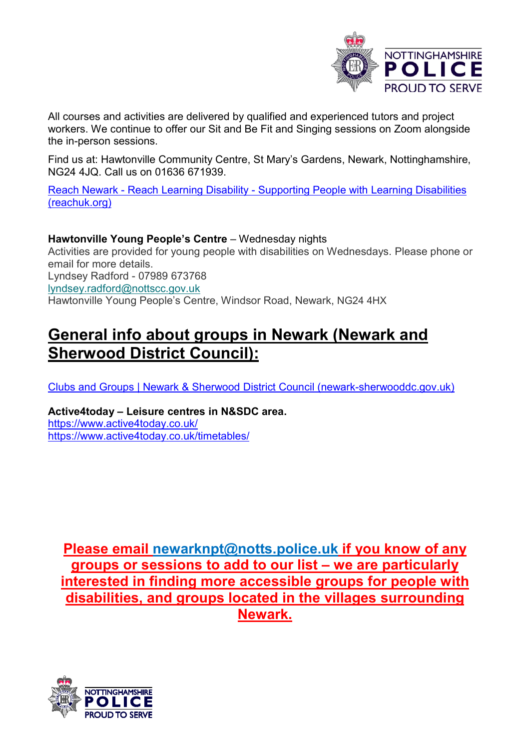All courses and activities are delivered by qualified and experienced tutors and project workers. We continue to offer our Sit and Be Fit and Singing sessions on Zoom alongside the in-person sessions.

Find us at: Hawtonville Community Centre, St Mary's Gardens, Newark, Nottinghamshire, NG24 4JQ. Call us on 01636 671939.

Reach Newark - Reach Learning Disability - Supporting People with Learning Disabilities (reachuk.org)

**Hawtonville Young People's Centre** – Wednesday nights
Activities are provided for young people with disabilities on Wednesdays. Please phone or email for more details.
Lyndsey Radford - 07989 673768
lyndsey.radford@nottscc.gov.uk
Hawtonville Young People's Centre, Windsor Road, Newark, NG24 4HX

## General info about groups in Newark (Newark and Sherwood District Council):

Clubs and Groups | Newark & Sherwood District Council (newark-sherwooddc.gov.uk)

**Active4today – Leisure centres in N&SDC area.**
https://www.active4today.co.uk/
https://www.active4today.co.uk/timetables/

**Please email newarknpt@notts.police.uk if you know of any groups or sessions to add to our list – we are particularly interested in finding more accessible groups for people with disabilities, and groups located in the villages surrounding Newark.**